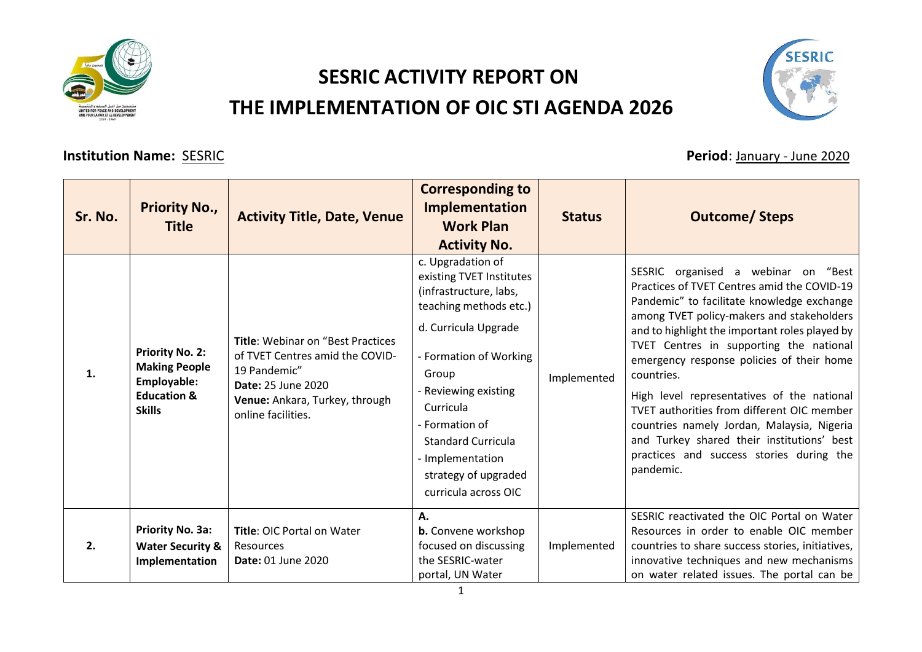# SESRIC ACTIVITY REPORT ON THE IMPLEMENTATION OF OIC STI AGENDA 2026

**Institution Name:** SESRIC **Period**: January - June 2020

| Sr. No. | Priority No., Title | Activity Title, Date, Venue | Corresponding to Implementation Work Plan Activity No. | Status | Outcome/ Steps |
|---|---|---|---|---|---|
| 1. | **Priority No. 2: Making People Employable: Education & Skills** | **Title**: Webinar on "Best Practices of TVET Centres amid the COVID-19 Pandemic" **Date:** 25 June 2020 **Venue:** Ankara, Turkey, through online facilities. | c. Upgradation of existing TVET Institutes (infrastructure, labs, teaching methods etc.) d. Curricula Upgrade - Formation of Working Group - Reviewing existing Curricula - Formation of Standard Curricula - Implementation strategy of upgraded curricula across OIC | Implemented | SESRIC organised a webinar on "Best Practices of TVET Centres amid the COVID-19 Pandemic" to facilitate knowledge exchange among TVET policy-makers and stakeholders and to highlight the important roles played by TVET Centres in supporting the national emergency response policies of their home countries. High level representatives of the national TVET authorities from different OIC member countries namely Jordan, Malaysia, Nigeria and Turkey shared their institutions' best practices and success stories during the pandemic. |
| 2. | **Priority No. 3a: Water Security & Implementation** | **Title**: OIC Portal on Water Resources **Date:** 01 June 2020 | **A.** **b.** Convene workshop focused on discussing the SESRIC-water portal, UN Water | Implemented | SESRIC reactivated the OIC Portal on Water Resources in order to enable OIC member countries to share success stories, initiatives, innovative techniques and new mechanisms on water related issues. The portal can be |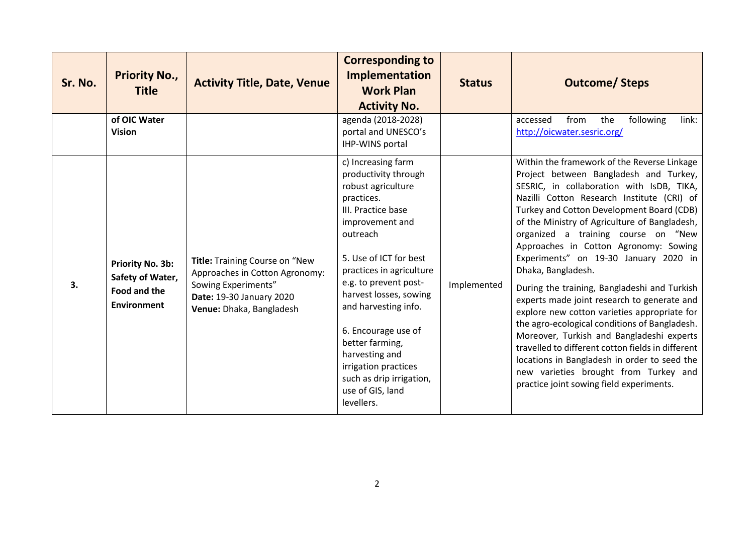| Sr. No. | Priority No., Title | Activity Title, Date, Venue | Corresponding to Implementation Work Plan Activity No. | Status | Outcome/ Steps |
|---|---|---|---|---|---|
| | **of OIC Water Vision** | | agenda (2018-2028) portal and UNESCO's IHP-WINS portal | | accessed from the following link: http://oicwater.sesric.org/ |
| **3.** | **Priority No. 3b: Safety of Water, Food and the Environment** | **Title:** Training Course on "New Approaches in Cotton Agronomy: Sowing Experiments"<br>**Date:** 19-30 January 2020<br>**Venue:** Dhaka, Bangladesh | c) Increasing farm productivity through robust agriculture practices.<br>III. Practice base improvement and outreach<br><br>5. Use of ICT for best practices in agriculture e.g. to prevent post-harvest losses, sowing and harvesting info.<br><br>6. Encourage use of better farming, harvesting and irrigation practices such as drip irrigation, use of GIS, land levellers. | Implemented | Within the framework of the Reverse Linkage Project between Bangladesh and Turkey, SESRIC, in collaboration with IsDB, TIKA, Nazilli Cotton Research Institute (CRI) of Turkey and Cotton Development Board (CDB) of the Ministry of Agriculture of Bangladesh, organized a training course on "New Approaches in Cotton Agronomy: Sowing Experiments" on 19-30 January 2020 in Dhaka, Bangladesh.<br><br>During the training, Bangladeshi and Turkish experts made joint research to generate and explore new cotton varieties appropriate for the agro-ecological conditions of Bangladesh. Moreover, Turkish and Bangladeshi experts travelled to different cotton fields in different locations in Bangladesh in order to seed the new varieties brought from Turkey and practice joint sowing field experiments. |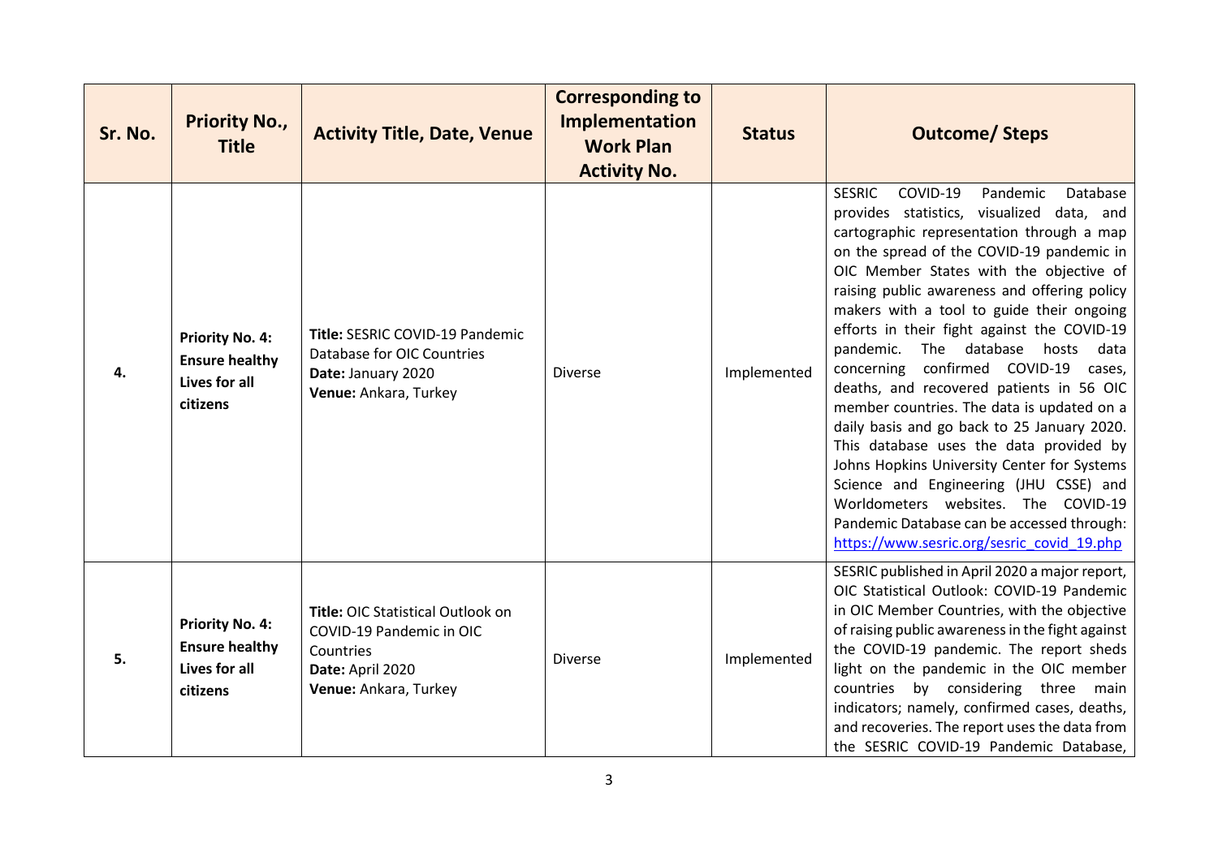| Sr. No. | Priority No., Title | Activity Title, Date, Venue | Corresponding to Implementation Work Plan Activity No. | Status | Outcome/ Steps |
|---|---|---|---|---|---|
| **4.** | **Priority No. 4: Ensure healthy Lives for all citizens** | **Title:** SESRIC COVID-19 Pandemic Database for OIC Countries **Date:** January 2020 **Venue:** Ankara, Turkey | Diverse | Implemented | SESRIC COVID-19 Pandemic Database provides statistics, visualized data, and cartographic representation through a map on the spread of the COVID-19 pandemic in OIC Member States with the objective of raising public awareness and offering policy makers with a tool to guide their ongoing efforts in their fight against the COVID-19 pandemic. The database hosts data concerning confirmed COVID-19 cases, deaths, and recovered patients in 56 OIC member countries. The data is updated on a daily basis and go back to 25 January 2020. This database uses the data provided by Johns Hopkins University Center for Systems Science and Engineering (JHU CSSE) and Worldometers websites. The COVID-19 Pandemic Database can be accessed through: https://www.sesric.org/sesric_covid_19.php |
| **5.** | **Priority No. 4: Ensure healthy Lives for all citizens** | **Title:** OIC Statistical Outlook on COVID-19 Pandemic in OIC Countries **Date:** April 2020 **Venue:** Ankara, Turkey | Diverse | Implemented | SESRIC published in April 2020 a major report, OIC Statistical Outlook: COVID-19 Pandemic in OIC Member Countries, with the objective of raising public awareness in the fight against the COVID-19 pandemic. The report sheds light on the pandemic in the OIC member countries by considering three main indicators; namely, confirmed cases, deaths, and recoveries. The report uses the data from the SESRIC COVID-19 Pandemic Database, |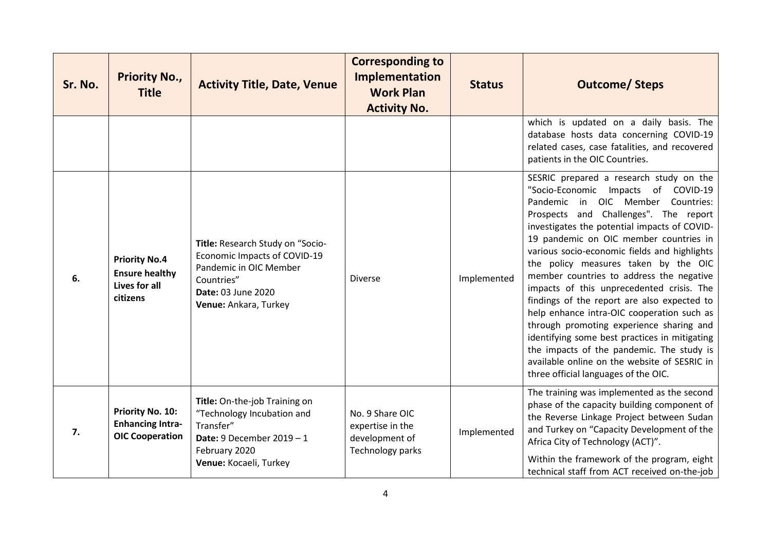| Sr. No. | Priority No., Title | Activity Title, Date, Venue | Corresponding to Implementation Work Plan Activity No. | Status | Outcome/ Steps |
|---|---|---|---|---|---|
| | | | | | which is updated on a daily basis. The database hosts data concerning COVID-19 related cases, case fatalities, and recovered patients in the OIC Countries. |
| 6. | **Priority No.4 Ensure healthy Lives for all citizens** | **Title:** Research Study on "Socio-Economic Impacts of COVID-19 Pandemic in OIC Member Countries" **Date:** 03 June 2020 **Venue:** Ankara, Turkey | Diverse | Implemented | SESRIC prepared a research study on the "Socio-Economic Impacts of COVID-19 Pandemic in OIC Member Countries: Prospects and Challenges". The report investigates the potential impacts of COVID-19 pandemic on OIC member countries in various socio-economic fields and highlights the policy measures taken by the OIC member countries to address the negative impacts of this unprecedented crisis. The findings of the report are also expected to help enhance intra-OIC cooperation such as through promoting experience sharing and identifying some best practices in mitigating the impacts of the pandemic. The study is available online on the website of SESRIC in three official languages of the OIC. |
| 7. | **Priority No. 10: Enhancing Intra-OIC Cooperation** | **Title:** On-the-job Training on "Technology Incubation and Transfer" **Date:** 9 December 2019 – 1 February 2020 **Venue:** Kocaeli, Turkey | No. 9 Share OIC expertise in the development of Technology parks | Implemented | The training was implemented as the second phase of the capacity building component of the Reverse Linkage Project between Sudan and Turkey on "Capacity Development of the Africa City of Technology (ACT)". Within the framework of the program, eight technical staff from ACT received on-the-job |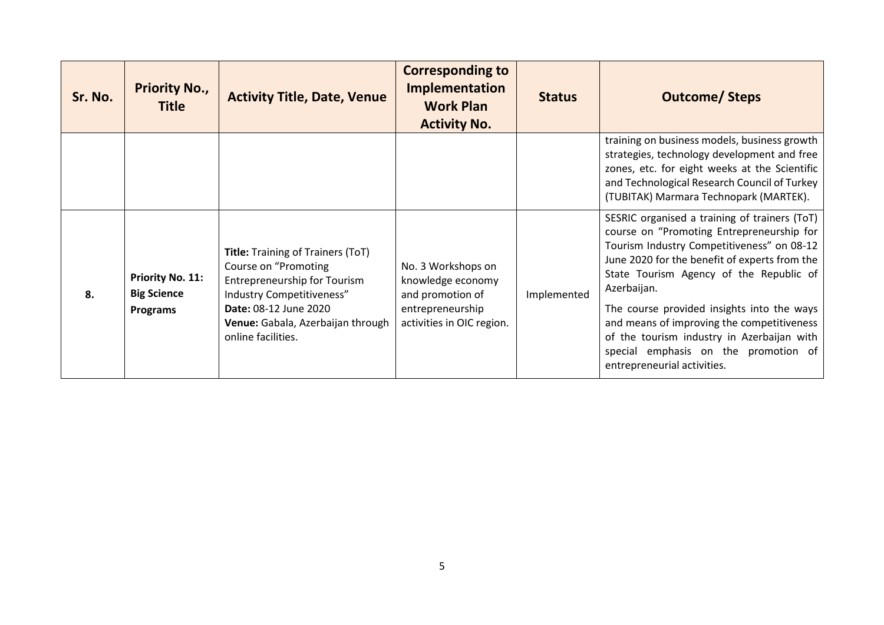| Sr. No. | Priority No., Title | Activity Title, Date, Venue | Corresponding to Implementation Work Plan Activity No. | Status | Outcome/ Steps |
|---|---|---|---|---|---|
| | | | | | training on business models, business growth strategies, technology development and free zones, etc. for eight weeks at the Scientific and Technological Research Council of Turkey (TUBITAK) Marmara Technopark (MARTEK). |
| 8. | **Priority No. 11: Big Science Programs** | **Title:** Training of Trainers (ToT) Course on "Promoting Entrepreneurship for Tourism Industry Competitiveness" **Date:** 08-12 June 2020 **Venue:** Gabala, Azerbaijan through online facilities. | No. 3 Workshops on knowledge economy and promotion of entrepreneurship activities in OIC region. | Implemented | SESRIC organised a training of trainers (ToT) course on "Promoting Entrepreneurship for Tourism Industry Competitiveness" on 08-12 June 2020 for the benefit of experts from the State Tourism Agency of the Republic of Azerbaijan. The course provided insights into the ways and means of improving the competitiveness of the tourism industry in Azerbaijan with special emphasis on the promotion of entrepreneurial activities. |